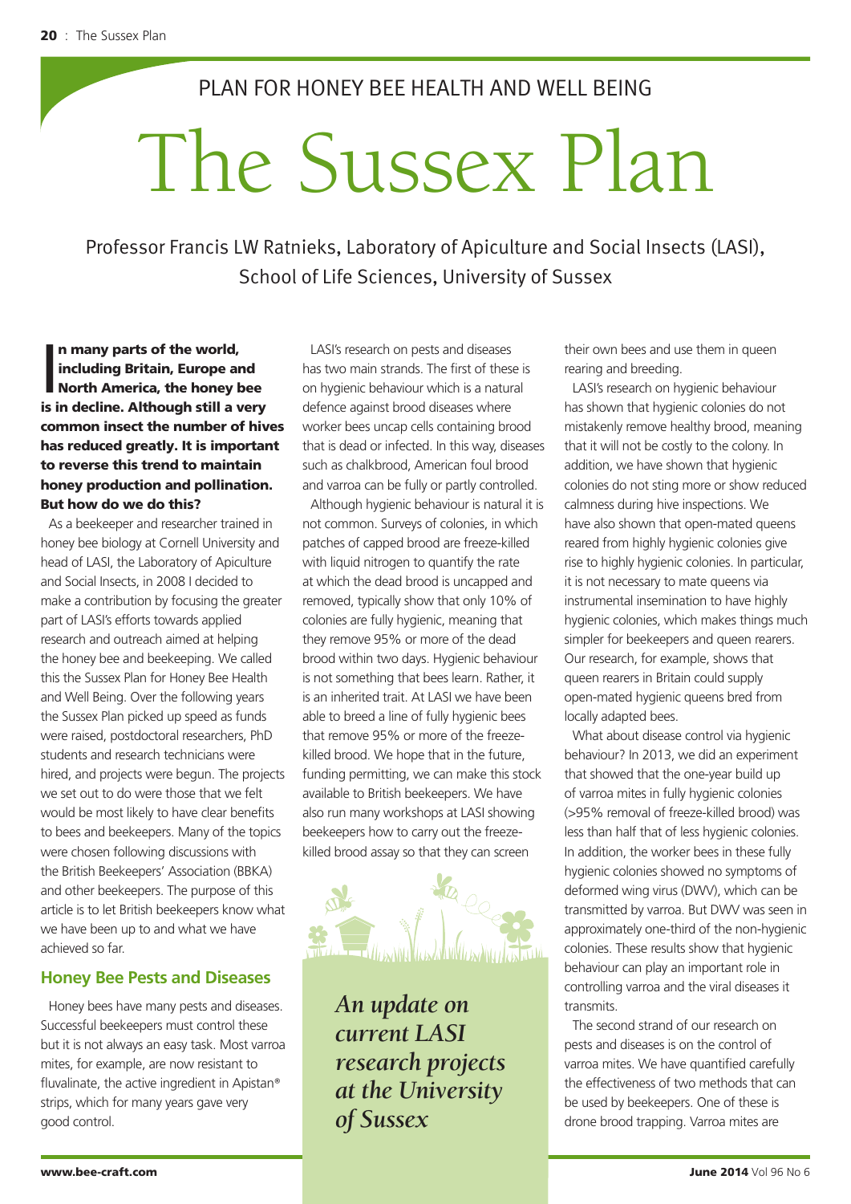PLAN FOR HONEY BEE HEALTH AND WELL BEING

# The Sussex Plan

Professor Francis LW Ratnieks, Laboratory of Apiculture and Social Insects (LASI), School of Life Sciences, University of Sussex

**In many parts of the world, including Britain, Europe and North America, the honey bee is in decline. Although still a very common insect the number of hives has reduced greatly. It is important to reverse this trend to maintain honey production and pollination. But how do we do this?**

As a beekeeper and researcher trained in honey bee biology at Cornell University and head of LASI, the Laboratory of Apiculture and Social Insects, in 2008 I decided to make a contribution by focusing the greater part of LASI's efforts towards applied research and outreach aimed at helping the honey bee and beekeeping. We called this the Sussex Plan for Honey Bee Health and Well Being. Over the following years the Sussex Plan picked up speed as funds were raised, postdoctoral researchers, PhD students and research technicians were hired, and projects were begun. The projects we set out to do were those that we felt would be most likely to have clear benefits to bees and beekeepers. Many of the topics were chosen following discussions with the British Beekeepers' Association (BBKA) and other beekeepers. The purpose of this article is to let British beekeepers know what we have been up to and what we have achieved so far.

## Honey Bee Pests and Diseases

Honey bees have many pests and diseases. Successful beekeepers must control these but it is not always an easy task. Most varroa mites, for example, are now resistant to fluvalinate, the active ingredient in Apistan® strips, which for many years gave very good control.

LASI's research on pests and diseases has two main strands. The first of these is on hygienic behaviour which is a natural defence against brood diseases where worker bees uncap cells containing brood that is dead or infected. In this way, diseases such as chalkbrood, American foul brood and varroa can be fully or partly controlled.

Although hygienic behaviour is natural it is not common. Surveys of colonies, in which patches of capped brood are freeze-killed with liquid nitrogen to quantify the rate at which the dead brood is uncapped and removed, typically show that only 10% of colonies are fully hygienic, meaning that they remove 95% or more of the dead brood within two days. Hygienic behaviour is not something that bees learn. Rather, it is an inherited trait. At LASI we have been able to breed a line of fully hygienic bees that remove 95% or more of the freeze-killed brood. We hope that in the future, funding permitting, we can make this stock available to British beekeepers. We have also run many workshops at LASI showing beekeepers how to carry out the freeze-killed brood assay so that they can screen their own bees and use them in queen rearing and breeding.

*An update on current LASI research projects at the University of Sussex*

LASI's research on hygienic behaviour has shown that hygienic colonies do not mistakenly remove healthy brood, meaning that it will not be costly to the colony. In addition, we have shown that hygienic colonies do not sting more or show reduced calmness during hive inspections. We have also shown that open-mated queens reared from highly hygienic colonies give rise to highly hygienic colonies. In particular, it is not necessary to mate queens via instrumental insemination to have highly hygienic colonies, which makes things much simpler for beekeepers and queen rearers. Our research, for example, shows that queen rearers in Britain could supply open-mated hygienic queens bred from locally adapted bees.

What about disease control via hygienic behaviour? In 2013, we did an experiment that showed that the one-year build up of varroa mites in fully hygienic colonies (>95% removal of freeze-killed brood) was less than half that of less hygienic colonies. In addition, the worker bees in these fully hygienic colonies showed no symptoms of deformed wing virus (DWV), which can be transmitted by varroa. But DWV was seen in approximately one-third of the non-hygienic colonies. These results show that hygienic behaviour can play an important role in controlling varroa and the viral diseases it transmits.

The second strand of our research on pests and diseases is on the control of varroa mites. We have quantified carefully the effectiveness of two methods that can be used by beekeepers. One of these is drone brood trapping. Varroa mites are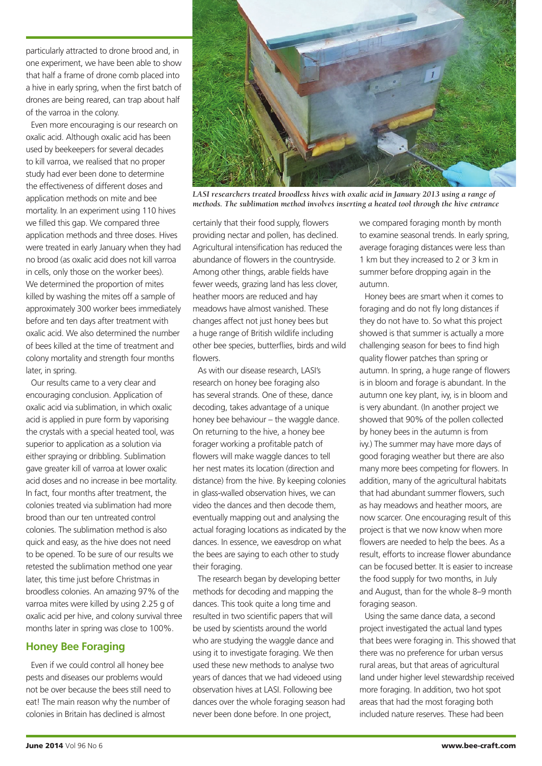particularly attracted to drone brood and, in one experiment, we have been able to show that half a frame of drone comb placed into a hive in early spring, when the first batch of drones are being reared, can trap about half of the varroa in the colony.

Even more encouraging is our research on oxalic acid. Although oxalic acid has been used by beekeepers for several decades to kill varroa, we realised that no proper study had ever been done to determine the effectiveness of different doses and application methods on mite and bee mortality. In an experiment using 110 hives we filled this gap. We compared three application methods and three doses. Hives were treated in early January when they had no brood (as oxalic acid does not kill varroa in cells, only those on the worker bees). We determined the proportion of mites killed by washing the mites off a sample of approximately 300 worker bees immediately before and ten days after treatment with oxalic acid. We also determined the number of bees killed at the time of treatment and colony mortality and strength four months later, in spring.

Our results came to a very clear and encouraging conclusion. Application of oxalic acid via sublimation, in which oxalic acid is applied in pure form by vaporising the crystals with a special heated tool, was superior to application as a solution via either spraying or dribbling. Sublimation gave greater kill of varroa at lower oxalic acid doses and no increase in bee mortality. In fact, four months after treatment, the colonies treated via sublimation had more brood than our ten untreated control colonies. The sublimation method is also quick and easy, as the hive does not need to be opened. To be sure of our results we retested the sublimation method one year later, this time just before Christmas in broodless colonies. An amazing 97% of the varroa mites were killed by using 2.25 g of oxalic acid per hive, and colony survival three months later in spring was close to 100%.

*LASI researchers treated broodless hives with oxalic acid in January 2013 using a range of methods. The sublimation method involves inserting a heated tool through the hive entrance*

## Honey Bee Foraging

Even if we could control all honey bee pests and diseases our problems would not be over because the bees still need to eat! The main reason why the number of colonies in Britain has declined is almost certainly that their food supply, flowers providing nectar and pollen, has declined. Agricultural intensification has reduced the abundance of flowers in the countryside. Among other things, arable fields have fewer weeds, grazing land has less clover, heather moors are reduced and hay meadows have almost vanished. These changes affect not just honey bees but a huge range of British wildlife including other bee species, butterflies, birds and wild flowers.

As with our disease research, LASI's research on honey bee foraging also has several strands. One of these, dance decoding, takes advantage of a unique honey bee behaviour – the waggle dance. On returning to the hive, a honey bee forager working a profitable patch of flowers will make waggle dances to tell her nest mates its location (direction and distance) from the hive. By keeping colonies in glass-walled observation hives, we can video the dances and then decode them, eventually mapping out and analysing the actual foraging locations as indicated by the dances. In essence, we eavesdrop on what the bees are saying to each other to study their foraging.

The research began by developing better methods for decoding and mapping the dances. This took quite a long time and resulted in two scientific papers that will be used by scientists around the world who are studying the waggle dance and using it to investigate foraging. We then used these new methods to analyse two years of dances that we had videoed using observation hives at LASI. Following bee dances over the whole foraging season had never been done before. In one project, we compared foraging month by month to examine seasonal trends. In early spring, average foraging distances were less than 1 km but they increased to 2 or 3 km in summer before dropping again in the autumn.

Honey bees are smart when it comes to foraging and do not fly long distances if they do not have to. So what this project showed is that summer is actually a more challenging season for bees to find high quality flower patches than spring or autumn. In spring, a huge range of flowers is in bloom and forage is abundant. In the autumn one key plant, ivy, is in bloom and is very abundant. (In another project we showed that 90% of the pollen collected by honey bees in the autumn is from ivy.) The summer may have more days of good foraging weather but there are also many more bees competing for flowers. In addition, many of the agricultural habitats that had abundant summer flowers, such as hay meadows and heather moors, are now scarcer. One encouraging result of this project is that we now know when more flowers are needed to help the bees. As a result, efforts to increase flower abundance can be focused better. It is easier to increase the food supply for two months, in July and August, than for the whole 8–9 month foraging season.

Using the same dance data, a second project investigated the actual land types that bees were foraging in. This showed that there was no preference for urban versus rural areas, but that areas of agricultural land under higher level stewardship received more foraging. In addition, two hot spot areas that had the most foraging both included nature reserves. These had been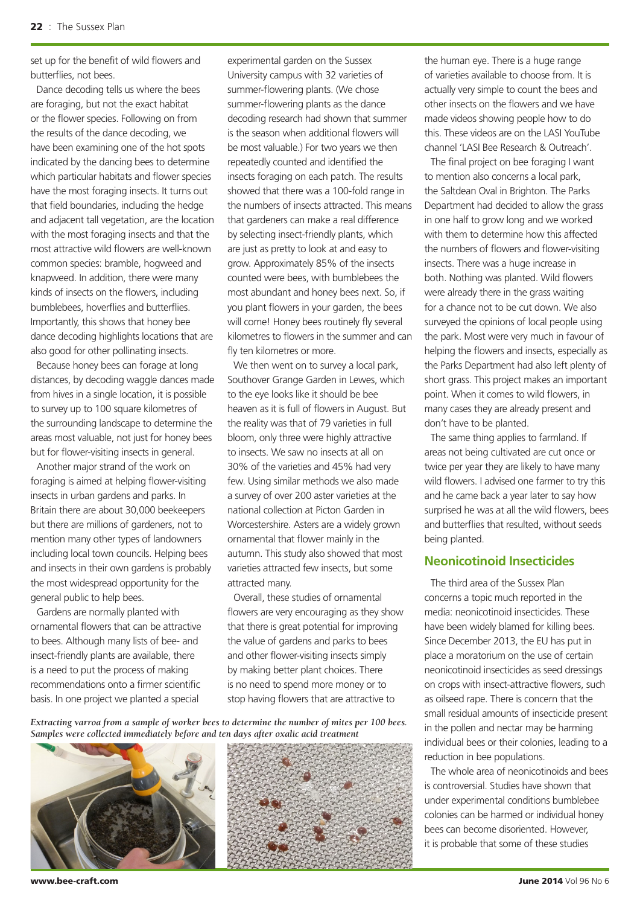set up for the benefit of wild flowers and butterflies, not bees.

Dance decoding tells us where the bees are foraging, but not the exact habitat or the flower species. Following on from the results of the dance decoding, we have been examining one of the hot spots indicated by the dancing bees to determine which particular habitats and flower species have the most foraging insects. It turns out that field boundaries, including the hedge and adjacent tall vegetation, are the location with the most foraging insects and that the most attractive wild flowers are well-known common species: bramble, hogweed and knapweed. In addition, there were many kinds of insects on the flowers, including bumblebees, hoverflies and butterflies. Importantly, this shows that honey bee dance decoding highlights locations that are also good for other pollinating insects.

Because honey bees can forage at long distances, by decoding waggle dances made from hives in a single location, it is possible to survey up to 100 square kilometres of the surrounding landscape to determine the areas most valuable, not just for honey bees but for flower-visiting insects in general.

Another major strand of the work on foraging is aimed at helping flower-visiting insects in urban gardens and parks. In Britain there are about 30,000 beekeepers but there are millions of gardeners, not to mention many other types of landowners including local town councils. Helping bees and insects in their own gardens is probably the most widespread opportunity for the general public to help bees.

Gardens are normally planted with ornamental flowers that can be attractive to bees. Although many lists of bee- and insect-friendly plants are available, there is a need to put the process of making recommendations onto a firmer scientific basis. In one project we planted a special experimental garden on the Sussex University campus with 32 varieties of summer-flowering plants. (We chose summer-flowering plants as the dance decoding research had shown that summer is the season when additional flowers will be most valuable.) For two years we then repeatedly counted and identified the insects foraging on each patch. The results showed that there was a 100-fold range in the numbers of insects attracted. This means that gardeners can make a real difference by selecting insect-friendly plants, which are just as pretty to look at and easy to grow. Approximately 85% of the insects counted were bees, with bumblebees the most abundant and honey bees next. So, if you plant flowers in your garden, the bees will come! Honey bees routinely fly several kilometres to flowers in the summer and can fly ten kilometres or more.

We then went on to survey a local park, Southover Grange Garden in Lewes, which to the eye looks like it should be bee heaven as it is full of flowers in August. But the reality was that of 79 varieties in full bloom, only three were highly attractive to insects. We saw no insects at all on 30% of the varieties and 45% had very few. Using similar methods we also made a survey of over 200 aster varieties at the national collection at Picton Garden in Worcestershire. Asters are a widely grown ornamental that flower mainly in the autumn. This study also showed that most varieties attracted few insects, but some attracted many.

Overall, these studies of ornamental flowers are very encouraging as they show that there is great potential for improving the value of gardens and parks to bees and other flower-visiting insects simply by making better plant choices. There is no need to spend more money or to stop having flowers that are attractive to the human eye. There is a huge range of varieties available to choose from. It is actually very simple to count the bees and other insects on the flowers and we have made videos showing people how to do this. These videos are on the LASI YouTube channel 'LASI Bee Research & Outreach'.

The final project on bee foraging I want to mention also concerns a local park, the Saltdean Oval in Brighton. The Parks Department had decided to allow the grass in one half to grow long and we worked with them to determine how this affected the numbers of flowers and flower-visiting insects. There was a huge increase in both. Nothing was planted. Wild flowers were already there in the grass waiting for a chance not to be cut down. We also surveyed the opinions of local people using the park. Most were very much in favour of helping the flowers and insects, especially as the Parks Department had also left plenty of short grass. This project makes an important point. When it comes to wild flowers, in many cases they are already present and don't have to be planted.

The same thing applies to farmland. If areas not being cultivated are cut once or twice per year they are likely to have many wild flowers. I advised one farmer to try this and he came back a year later to say how surprised he was at all the wild flowers, bees and butterflies that resulted, without seeds being planted.

## Neonicotinoid Insecticides

The third area of the Sussex Plan concerns a topic much reported in the media: neonicotinoid insecticides. These have been widely blamed for killing bees. Since December 2013, the EU has put in place a moratorium on the use of certain neonicotinoid insecticides as seed dressings on crops with insect-attractive flowers, such as oilseed rape. There is concern that the small residual amounts of insecticide present in the pollen and nectar may be harming individual bees or their colonies, leading to a reduction in bee populations.

The whole area of neonicotinoids and bees is controversial. Studies have shown that under experimental conditions bumblebee colonies can be harmed or individual honey bees can become disoriented. However, it is probable that some of these studies

*Extracting varroa from a sample of worker bees to determine the number of mites per 100 bees. Samples were collected immediately before and ten days after oxalic acid treatment*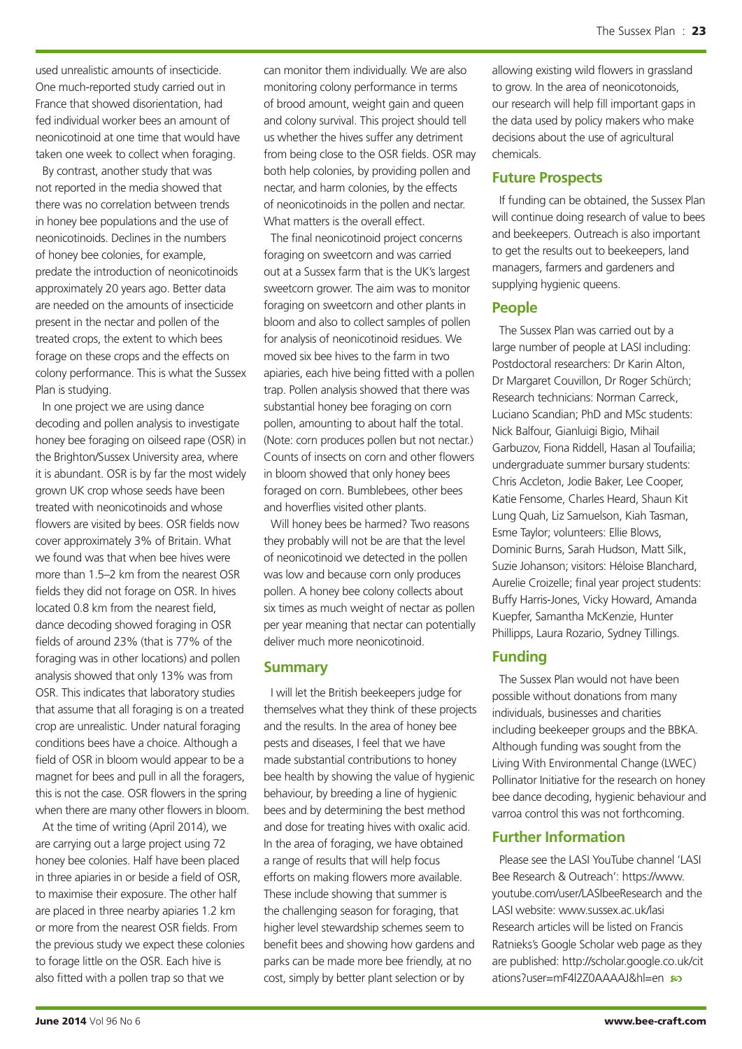used unrealistic amounts of insecticide. One much-reported study carried out in France that showed disorientation, had fed individual worker bees an amount of neonicotinoid at one time that would have taken one week to collect when foraging.

By contrast, another study that was not reported in the media showed that there was no correlation between trends in honey bee populations and the use of neonicotinoids. Declines in the numbers of honey bee colonies, for example, predate the introduction of neonicotinoids approximately 20 years ago. Better data are needed on the amounts of insecticide present in the nectar and pollen of the treated crops, the extent to which bees forage on these crops and the effects on colony performance. This is what the Sussex Plan is studying.

In one project we are using dance decoding and pollen analysis to investigate honey bee foraging on oilseed rape (OSR) in the Brighton/Sussex University area, where it is abundant. OSR is by far the most widely grown UK crop whose seeds have been treated with neonicotinoids and whose flowers are visited by bees. OSR fields now cover approximately 3% of Britain. What we found was that when bee hives were more than 1.5–2 km from the nearest OSR fields they did not forage on OSR. In hives located 0.8 km from the nearest field, dance decoding showed foraging in OSR fields of around 23% (that is 77% of the foraging was in other locations) and pollen analysis showed that only 13% was from OSR. This indicates that laboratory studies that assume that all foraging is on a treated crop are unrealistic. Under natural foraging conditions bees have a choice. Although a field of OSR in bloom would appear to be a magnet for bees and pull in all the foragers, this is not the case. OSR flowers in the spring when there are many other flowers in bloom.

At the time of writing (April 2014), we are carrying out a large project using 72 honey bee colonies. Half have been placed in three apiaries in or beside a field of OSR, to maximise their exposure. The other half are placed in three nearby apiaries 1.2 km or more from the nearest OSR fields. From the previous study we expect these colonies to forage little on the OSR. Each hive is also fitted with a pollen trap so that we can monitor them individually. We are also monitoring colony performance in terms of brood amount, weight gain and queen and colony survival. This project should tell us whether the hives suffer any detriment from being close to the OSR fields. OSR may both help colonies, by providing pollen and nectar, and harm colonies, by the effects of neonicotinoids in the pollen and nectar. What matters is the overall effect.

The final neonicotinoid project concerns foraging on sweetcorn and was carried out at a Sussex farm that is the UK's largest sweetcorn grower. The aim was to monitor foraging on sweetcorn and other plants in bloom and also to collect samples of pollen for analysis of neonicotinoid residues. We moved six bee hives to the farm in two apiaries, each hive being fitted with a pollen trap. Pollen analysis showed that there was substantial honey bee foraging on corn pollen, amounting to about half the total. (Note: corn produces pollen but not nectar.) Counts of insects on corn and other flowers in bloom showed that only honey bees foraged on corn. Bumblebees, other bees and hoverflies visited other plants.

Will honey bees be harmed? Two reasons they probably will not be are that the level of neonicotinoid we detected in the pollen was low and because corn only produces pollen. A honey bee colony collects about six times as much weight of nectar as pollen per year meaning that nectar can potentially deliver much more neonicotinoid.

## Summary

I will let the British beekeepers judge for themselves what they think of these projects and the results. In the area of honey bee pests and diseases, I feel that we have made substantial contributions to honey bee health by showing the value of hygienic behaviour, by breeding a line of hygienic bees and by determining the best method and dose for treating hives with oxalic acid. In the area of foraging, we have obtained a range of results that will help focus efforts on making flowers more available. These include showing that summer is the challenging season for foraging, that higher level stewardship schemes seem to benefit bees and showing how gardens and parks can be made more bee friendly, at no cost, simply by better plant selection or by allowing existing wild flowers in grassland to grow. In the area of neonicotonoids, our research will help fill important gaps in the data used by policy makers who make decisions about the use of agricultural chemicals.

## Future Prospects

If funding can be obtained, the Sussex Plan will continue doing research of value to bees and beekeepers. Outreach is also important to get the results out to beekeepers, land managers, farmers and gardeners and supplying hygienic queens.

## People

The Sussex Plan was carried out by a large number of people at LASI including: Postdoctoral researchers: Dr Karin Alton, Dr Margaret Couvillon, Dr Roger Schürch; Research technicians: Norman Carreck, Luciano Scandian; PhD and MSc students: Nick Balfour, Gianluigi Bigio, Mihail Garbuzov, Fiona Riddell, Hasan al Toufailia; undergraduate summer bursary students: Chris Accleton, Jodie Baker, Lee Cooper, Katie Fensome, Charles Heard, Shaun Kit Lung Quah, Liz Samuelson, Kiah Tasman, Esme Taylor; volunteers: Ellie Blows, Dominic Burns, Sarah Hudson, Matt Silk, Suzie Johanson; visitors: Héloise Blanchard, Aurelie Croizelle; final year project students: Buffy Harris-Jones, Vicky Howard, Amanda Kuepfer, Samantha McKenzie, Hunter Phillipps, Laura Rozario, Sydney Tillings.

## Funding

The Sussex Plan would not have been possible without donations from many individuals, businesses and charities including beekeeper groups and the BBKA. Although funding was sought from the Living With Environmental Change (LWEC) Pollinator Initiative for the research on honey bee dance decoding, hygienic behaviour and varroa control this was not forthcoming.

## Further Information

Please see the LASI YouTube channel 'LASI Bee Research & Outreach': https://www.youtube.com/user/LASIbeeResearch and the LASI website: www.sussex.ac.uk/lasi Research articles will be listed on Francis Ratnieks's Google Scholar web page as they are published: http://scholar.google.co.uk/citations?user=mF4l2Z0AAAAJ&hl=en